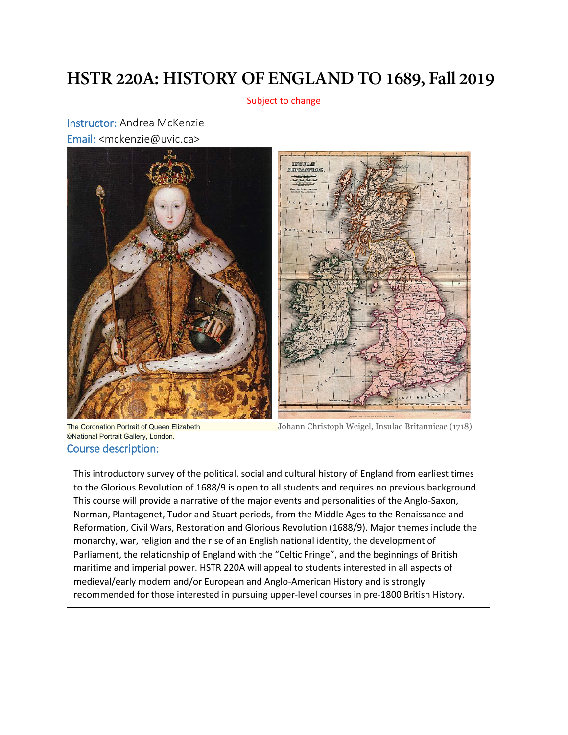# HSTR 220A: HISTORY OF ENGLAND TO 1689, Fall 2019

Subject to change

Instructor: Andrea McKenzie

Email: <mckenzie@uvic.ca>

The Coronation Portrait of Queen Elizabeth
©National Portrait Gallery, London.

Johann Christoph Weigel, Insulae Britannicae (1718)

## Course description:

This introductory survey of the political, social and cultural history of England from earliest times to the Glorious Revolution of 1688/9 is open to all students and requires no previous background. This course will provide a narrative of the major events and personalities of the Anglo-Saxon, Norman, Plantagenet, Tudor and Stuart periods, from the Middle Ages to the Renaissance and Reformation, Civil Wars, Restoration and Glorious Revolution (1688/9). Major themes include the monarchy, war, religion and the rise of an English national identity, the development of Parliament, the relationship of England with the "Celtic Fringe", and the beginnings of British maritime and imperial power. HSTR 220A will appeal to students interested in all aspects of medieval/early modern and/or European and Anglo-American History and is strongly recommended for those interested in pursuing upper-level courses in pre-1800 British History.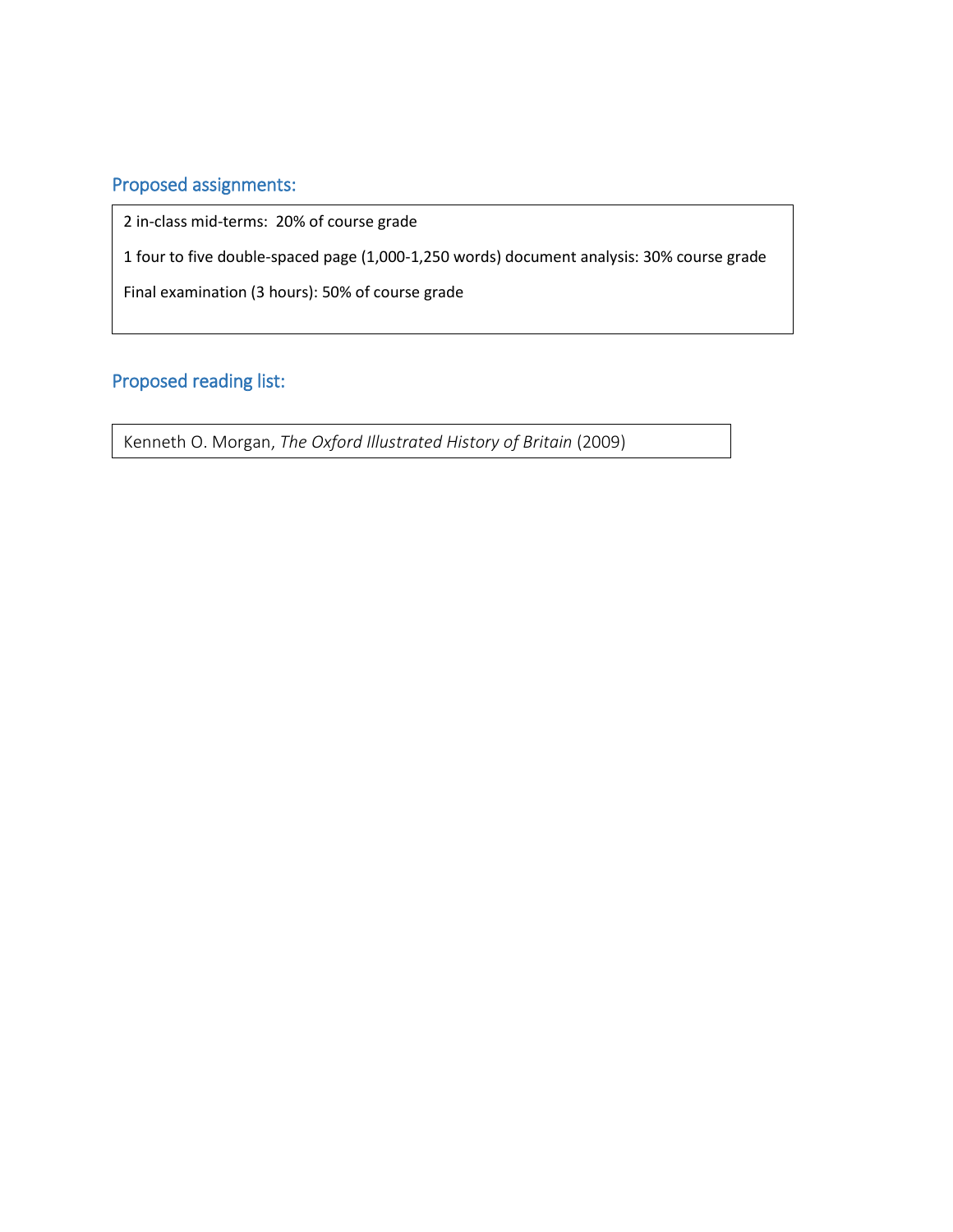## Proposed assignments:

2 in-class mid-terms: 20% of course grade

1 four to five double-spaced page (1,000-1,250 words) document analysis: 30% course grade

Final examination (3 hours): 50% of course grade

## Proposed reading list:

Kenneth O. Morgan, *The Oxford Illustrated History of Britain* (2009)